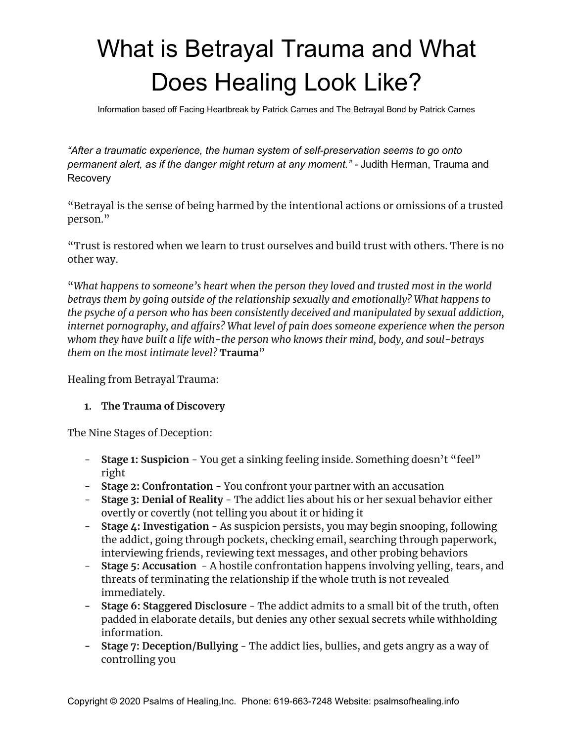# What is Betrayal Trauma and What Does Healing Look Like?

Information based off Facing Heartbreak by Patrick Carnes and The Betrayal Bond by Patrick Carnes

*"After a traumatic experience, the human system of self-preservation seems to go onto permanent alert, as if the danger might return at any moment."* - Judith Herman, Trauma and Recovery

"Betrayal is the sense of being harmed by the intentional actions or omissions of a trusted person."

"Trust is restored when we learn to trust ourselves and build trust with others. There is no other way.

"*What happens to someone's heart when the person they loved and trusted most in the world betrays them by going outside of the relationship sexually and emotionally? What happens to the psyche of a person who has been consistently deceived and manipulated by sexual addiction, internet pornography, and affairs? What level of pain does someone experience when the person whom they have built a life with-the person who knows their mind, body, and soul-betrays them on the most intimate level?* **Trauma**"

Healing from Betrayal Trauma:

1. **The Trauma of Discovery**

The Nine Stages of Deception:

- **Stage 1: Suspicion** - You get a sinking feeling inside. Something doesn't "feel" right
- **Stage 2: Confrontation** - You confront your partner with an accusation
- **Stage 3: Denial of Reality** - The addict lies about his or her sexual behavior either overtly or covertly (not telling you about it or hiding it
- **Stage 4: Investigation** - As suspicion persists, you may begin snooping, following the addict, going through pockets, checking email, searching through paperwork, interviewing friends, reviewing text messages, and other probing behaviors
- **Stage 5: Accusation** - A hostile confrontation happens involving yelling, tears, and threats of terminating the relationship if the whole truth is not revealed immediately.
- **Stage 6: Staggered Disclosure** - The addict admits to a small bit of the truth, often padded in elaborate details, but denies any other sexual secrets while withholding information.
- **Stage 7: Deception/Bullying** - The addict lies, bullies, and gets angry as a way of controlling you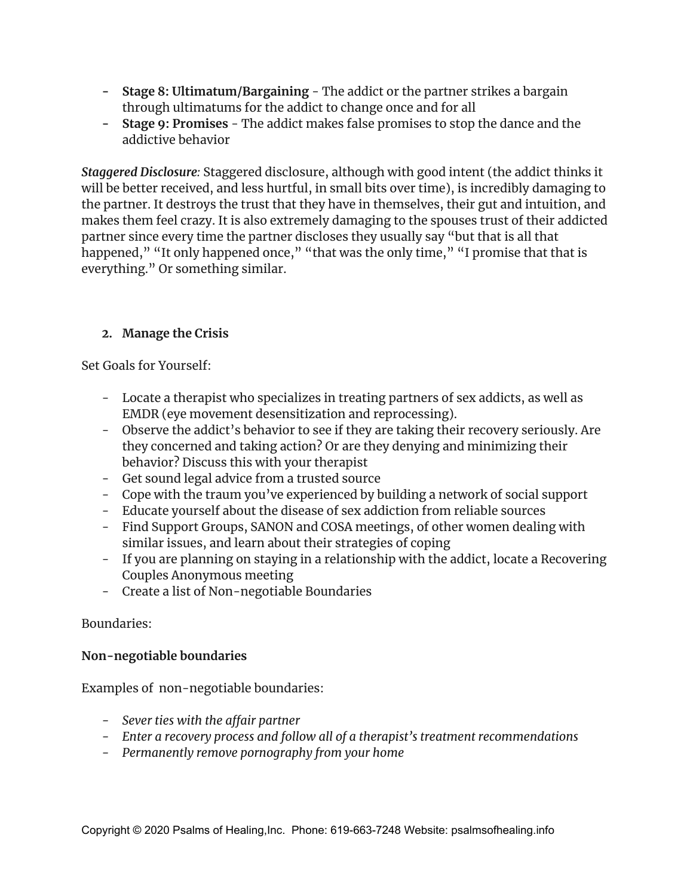- **Stage 8: Ultimatum/Bargaining** - The addict or the partner strikes a bargain through ultimatums for the addict to change once and for all
- **Stage 9: Promises** - The addict makes false promises to stop the dance and the addictive behavior

***Staggered Disclosure:*** Staggered disclosure, although with good intent (the addict thinks it will be better received, and less hurtful, in small bits over time), is incredibly damaging to the partner. It destroys the trust that they have in themselves, their gut and intuition, and makes them feel crazy. It is also extremely damaging to the spouses trust of their addicted partner since every time the partner discloses they usually say "but that is all that happened," "It only happened once," "that was the only time," "I promise that that is everything." Or something similar.

2. **Manage the Crisis**

Set Goals for Yourself:

- Locate a therapist who specializes in treating partners of sex addicts, as well as EMDR (eye movement desensitization and reprocessing).
- Observe the addict's behavior to see if they are taking their recovery seriously. Are they concerned and taking action? Or are they denying and minimizing their behavior? Discuss this with your therapist
- Get sound legal advice from a trusted source
- Cope with the traum you've experienced by building a network of social support
- Educate yourself about the disease of sex addiction from reliable sources
- Find Support Groups, SANON and COSA meetings, of other women dealing with similar issues, and learn about their strategies of coping
- If you are planning on staying in a relationship with the addict, locate a Recovering Couples Anonymous meeting
- Create a list of Non-negotiable Boundaries

Boundaries:

**Non-negotiable boundaries**

Examples of non-negotiable boundaries:

- *Sever ties with the affair partner*
- *Enter a recovery process and follow all of a therapist's treatment recommendations*
- *Permanently remove pornography from your home*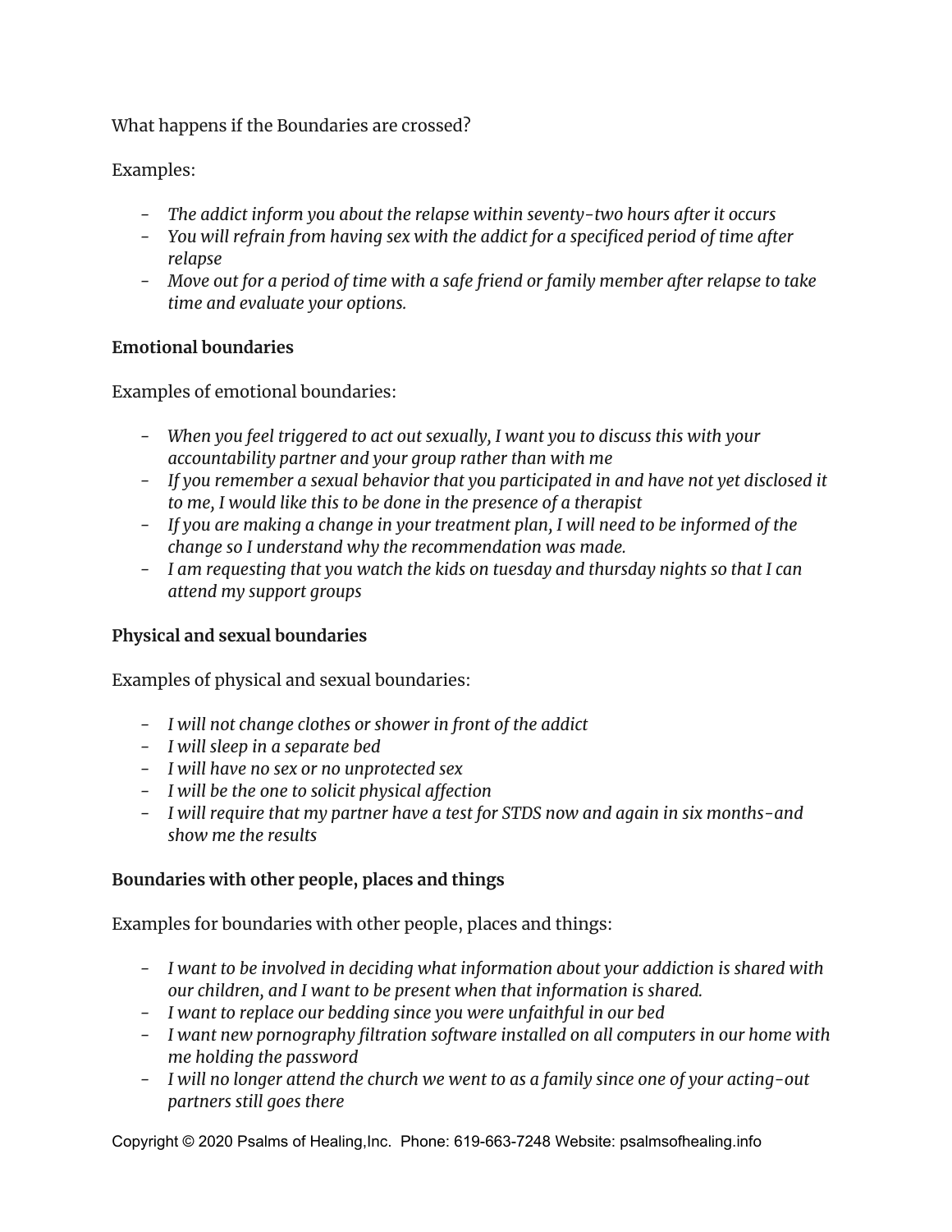What happens if the Boundaries are crossed?

Examples:

- *The addict inform you about the relapse within seventy-two hours after it occurs*
- *You will refrain from having sex with the addict for a specificed period of time after relapse*
- *Move out for a period of time with a safe friend or family member after relapse to take time and evaluate your options.*

**Emotional boundaries**

Examples of emotional boundaries:

- *When you feel triggered to act out sexually, I want you to discuss this with your accountability partner and your group rather than with me*
- *If you remember a sexual behavior that you participated in and have not yet disclosed it to me, I would like this to be done in the presence of a therapist*
- *If you are making a change in your treatment plan, I will need to be informed of the change so I understand why the recommendation was made.*
- *I am requesting that you watch the kids on tuesday and thursday nights so that I can attend my support groups*

**Physical and sexual boundaries**

Examples of physical and sexual boundaries:

- *I will not change clothes or shower in front of the addict*
- *I will sleep in a separate bed*
- *I will have no sex or no unprotected sex*
- *I will be the one to solicit physical affection*
- *I will require that my partner have a test for STDS now and again in six months-and show me the results*

**Boundaries with other people, places and things**

Examples for boundaries with other people, places and things:

- *I want to be involved in deciding what information about your addiction is shared with our children, and I want to be present when that information is shared.*
- *I want to replace our bedding since you were unfaithful in our bed*
- *I want new pornography filtration software installed on all computers in our home with me holding the password*
- *I will no longer attend the church we went to as a family since one of your acting-out partners still goes there*

Copyright © 2020 Psalms of Healing,Inc. Phone: 619-663-7248 Website: psalmsofhealing.info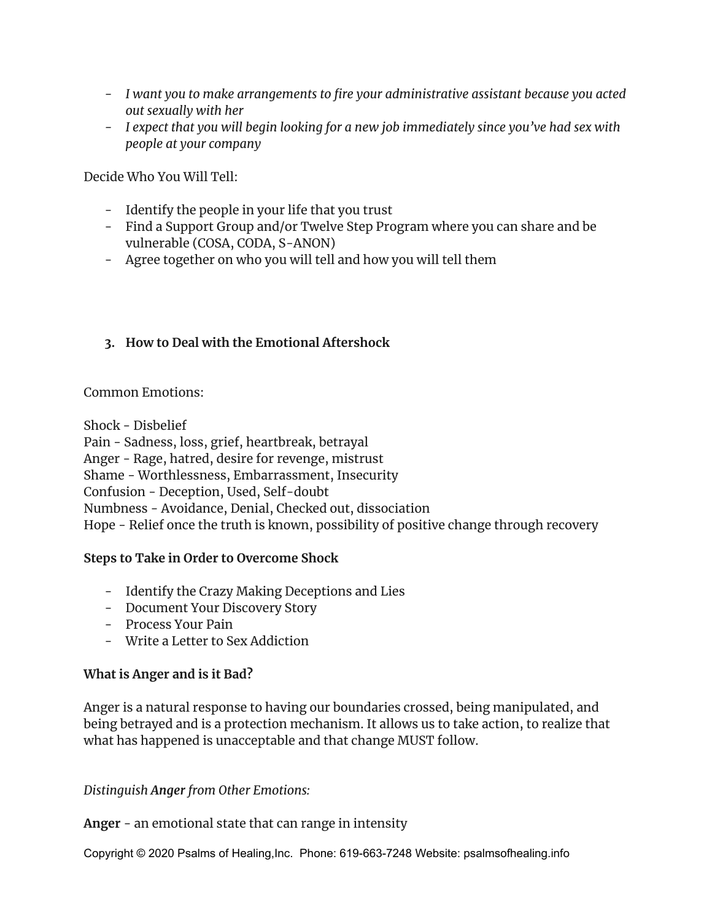- *I want you to make arrangements to fire your administrative assistant because you acted out sexually with her*
- *I expect that you will begin looking for a new job immediately since you've had sex with people at your company*

Decide Who You Will Tell:

- Identify the people in your life that you trust
- Find a Support Group and/or Twelve Step Program where you can share and be vulnerable (COSA, CODA, S-ANON)
- Agree together on who you will tell and how you will tell them

## 3. How to Deal with the Emotional Aftershock

Common Emotions:

Shock - Disbelief
Pain - Sadness, loss, grief, heartbreak, betrayal
Anger - Rage, hatred, desire for revenge, mistrust
Shame - Worthlessness, Embarrassment, Insecurity
Confusion - Deception, Used, Self-doubt
Numbness - Avoidance, Denial, Checked out, dissociation
Hope - Relief once the truth is known, possibility of positive change through recovery

**Steps to Take in Order to Overcome Shock**

- Identify the Crazy Making Deceptions and Lies
- Document Your Discovery Story
- Process Your Pain
- Write a Letter to Sex Addiction

**What is Anger and is it Bad?**

Anger is a natural response to having our boundaries crossed, being manipulated, and being betrayed and is a protection mechanism. It allows us to take action, to realize that what has happened is unacceptable and that change MUST follow.

*Distinguish **Anger** from Other Emotions:*

**Anger** - an emotional state that can range in intensity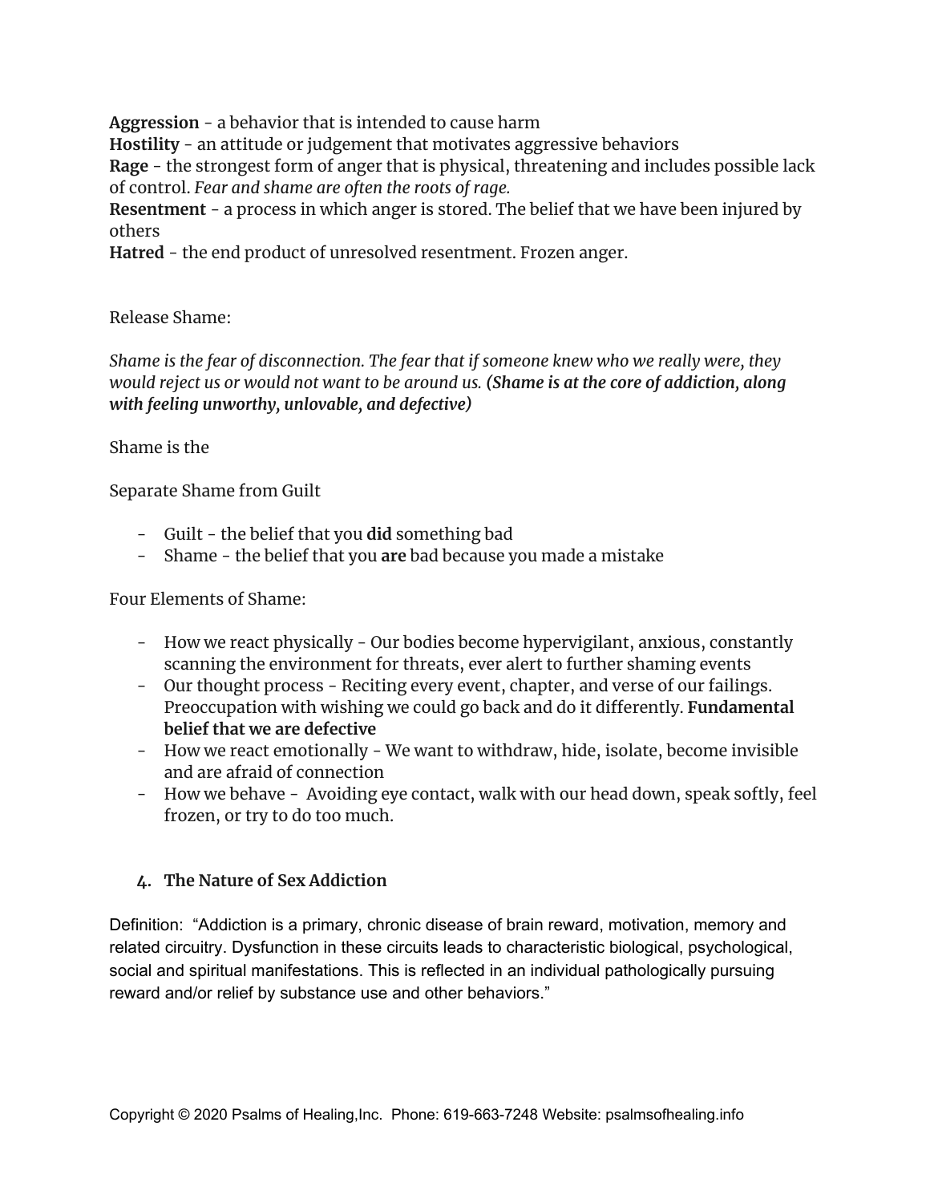**Aggression** - a behavior that is intended to cause harm
**Hostility** - an attitude or judgement that motivates aggressive behaviors
**Rage** - the strongest form of anger that is physical, threatening and includes possible lack of control. *Fear and shame are often the roots of rage.*
**Resentment** - a process in which anger is stored. The belief that we have been injured by others
**Hatred** - the end product of unresolved resentment. Frozen anger.

Release Shame:

*Shame is the fear of disconnection. The fear that if someone knew who we really were, they would reject us or would not want to be around us.* ***(Shame is at the core of addiction, along with feeling unworthy, unlovable, and defective)***

Shame is the

Separate Shame from Guilt

- Guilt - the belief that you **did** something bad
- Shame - the belief that you **are** bad because you made a mistake

Four Elements of Shame:

- How we react physically - Our bodies become hypervigilant, anxious, constantly scanning the environment for threats, ever alert to further shaming events
- Our thought process - Reciting every event, chapter, and verse of our failings. Preoccupation with wishing we could go back and do it differently. **Fundamental belief that we are defective**
- How we react emotionally - We want to withdraw, hide, isolate, become invisible and are afraid of connection
- How we behave - Avoiding eye contact, walk with our head down, speak softly, feel frozen, or try to do too much.

4. **The Nature of Sex Addiction**

Definition: "Addiction is a primary, chronic disease of brain reward, motivation, memory and related circuitry. Dysfunction in these circuits leads to characteristic biological, psychological, social and spiritual manifestations. This is reflected in an individual pathologically pursuing reward and/or relief by substance use and other behaviors."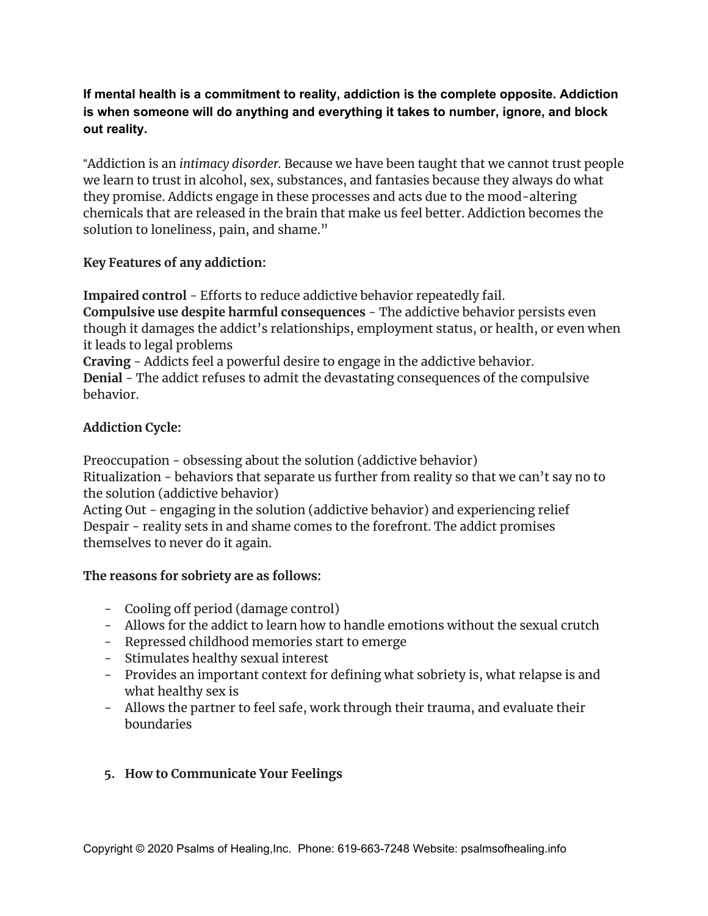**If mental health is a commitment to reality, addiction is the complete opposite. Addiction is when someone will do anything and everything it takes to number, ignore, and block out reality.**

"Addiction is an *intimacy disorder.* Because we have been taught that we cannot trust people we learn to trust in alcohol, sex, substances, and fantasies because they always do what they promise. Addicts engage in these processes and acts due to the mood-altering chemicals that are released in the brain that make us feel better. Addiction becomes the solution to loneliness, pain, and shame."

**Key Features of any addiction:**

**Impaired control** - Efforts to reduce addictive behavior repeatedly fail.
**Compulsive use despite harmful consequences** - The addictive behavior persists even though it damages the addict's relationships, employment status, or health, or even when it leads to legal problems
**Craving** - Addicts feel a powerful desire to engage in the addictive behavior.
**Denial** - The addict refuses to admit the devastating consequences of the compulsive behavior.

**Addiction Cycle:**

Preoccupation - obsessing about the solution (addictive behavior)
Ritualization - behaviors that separate us further from reality so that we can't say no to the solution (addictive behavior)
Acting Out - engaging in the solution (addictive behavior) and experiencing relief
Despair - reality sets in and shame comes to the forefront. The addict promises themselves to never do it again.

**The reasons for sobriety are as follows:**

- Cooling off period (damage control)
- Allows for the addict to learn how to handle emotions without the sexual crutch
- Repressed childhood memories start to emerge
- Stimulates healthy sexual interest
- Provides an important context for defining what sobriety is, what relapse is and what healthy sex is
- Allows the partner to feel safe, work through their trauma, and evaluate their boundaries

5. **How to Communicate Your Feelings**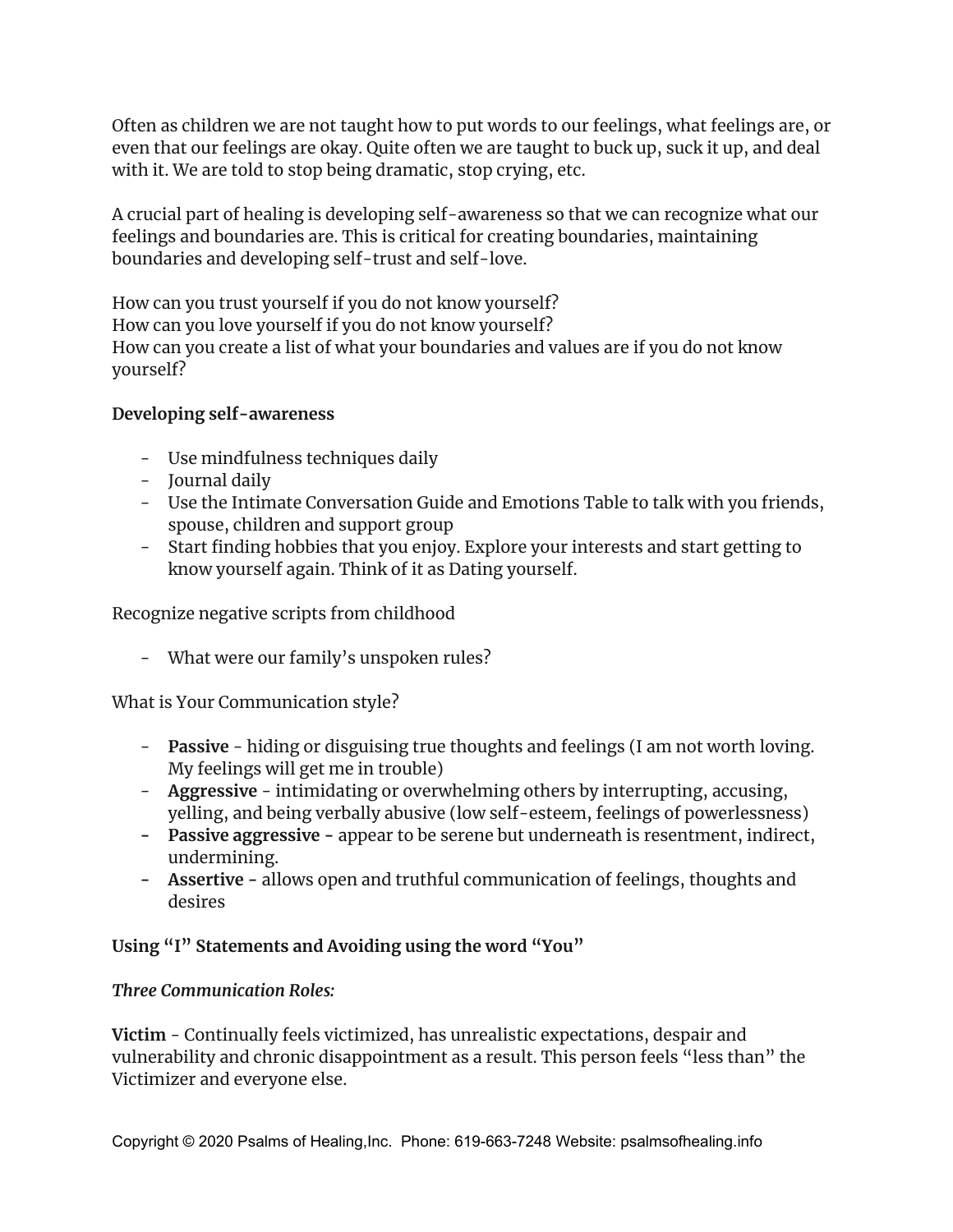Often as children we are not taught how to put words to our feelings, what feelings are, or even that our feelings are okay. Quite often we are taught to buck up, suck it up, and deal with it. We are told to stop being dramatic, stop crying, etc.

A crucial part of healing is developing self-awareness so that we can recognize what our feelings and boundaries are. This is critical for creating boundaries, maintaining boundaries and developing self-trust and self-love.

How can you trust yourself if you do not know yourself?
How can you love yourself if you do not know yourself?
How can you create a list of what your boundaries and values are if you do not know yourself?

**Developing self-awareness**

- Use mindfulness techniques daily
- Journal daily
- Use the Intimate Conversation Guide and Emotions Table to talk with you friends, spouse, children and support group
- Start finding hobbies that you enjoy. Explore your interests and start getting to know yourself again. Think of it as Dating yourself.

Recognize negative scripts from childhood

- What were our family's unspoken rules?

What is Your Communication style?

- **Passive** - hiding or disguising true thoughts and feelings (I am not worth loving. My feelings will get me in trouble)
- **Aggressive** - intimidating or overwhelming others by interrupting, accusing, yelling, and being verbally abusive (low self-esteem, feelings of powerlessness)
- **Passive aggressive -** appear to be serene but underneath is resentment, indirect, undermining.
- **Assertive -** allows open and truthful communication of feelings, thoughts and desires

**Using "I" Statements and Avoiding using the word "You"**

***Three Communication Roles:***

**Victim** - Continually feels victimized, has unrealistic expectations, despair and vulnerability and chronic disappointment as a result. This person feels "less than" the Victimizer and everyone else.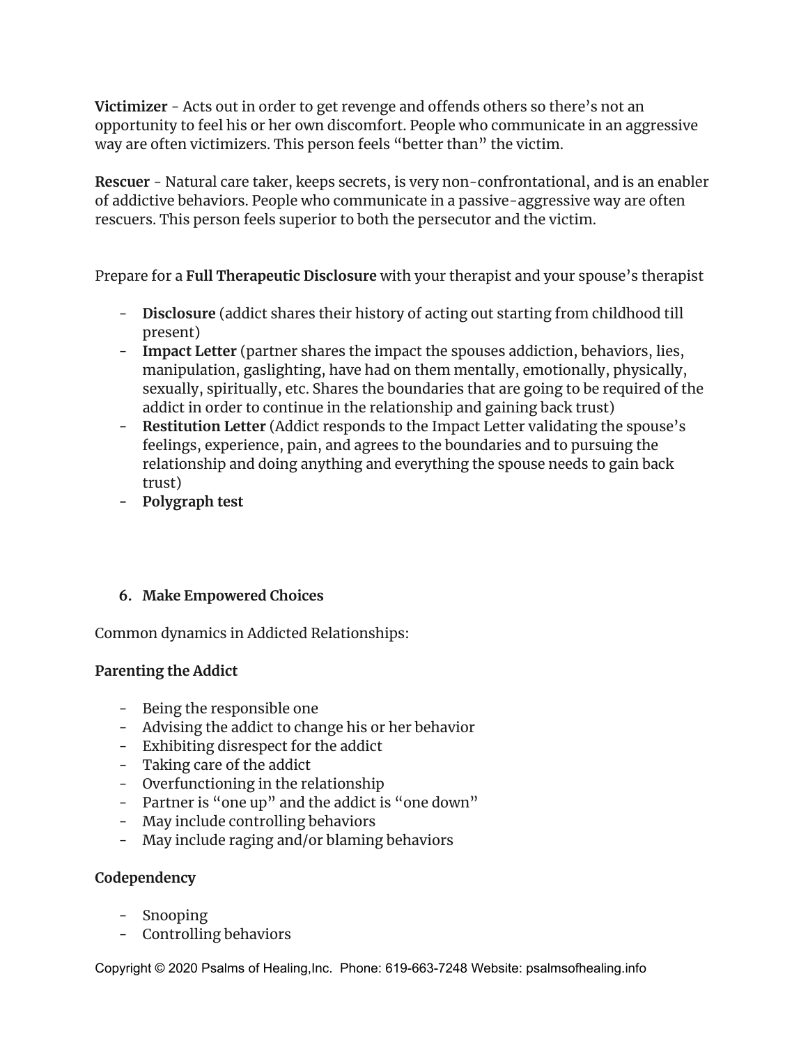**Victimizer** - Acts out in order to get revenge and offends others so there's not an opportunity to feel his or her own discomfort. People who communicate in an aggressive way are often victimizers. This person feels "better than" the victim.

**Rescuer** - Natural care taker, keeps secrets, is very non-confrontational, and is an enabler of addictive behaviors. People who communicate in a passive-aggressive way are often rescuers. This person feels superior to both the persecutor and the victim.

Prepare for a **Full Therapeutic Disclosure** with your therapist and your spouse's therapist

- **Disclosure** (addict shares their history of acting out starting from childhood till present)
- **Impact Letter** (partner shares the impact the spouses addiction, behaviors, lies, manipulation, gaslighting, have had on them mentally, emotionally, physically, sexually, spiritually, etc. Shares the boundaries that are going to be required of the addict in order to continue in the relationship and gaining back trust)
- **Restitution Letter** (Addict responds to the Impact Letter validating the spouse's feelings, experience, pain, and agrees to the boundaries and to pursuing the relationship and doing anything and everything the spouse needs to gain back trust)
- **Polygraph test**

6. **Make Empowered Choices**

Common dynamics in Addicted Relationships:

**Parenting the Addict**

- Being the responsible one
- Advising the addict to change his or her behavior
- Exhibiting disrespect for the addict
- Taking care of the addict
- Overfunctioning in the relationship
- Partner is "one up" and the addict is "one down"
- May include controlling behaviors
- May include raging and/or blaming behaviors

**Codependency**

- Snooping
- Controlling behaviors

Copyright © 2020 Psalms of Healing,Inc. Phone: 619-663-7248 Website: psalmsofhealing.info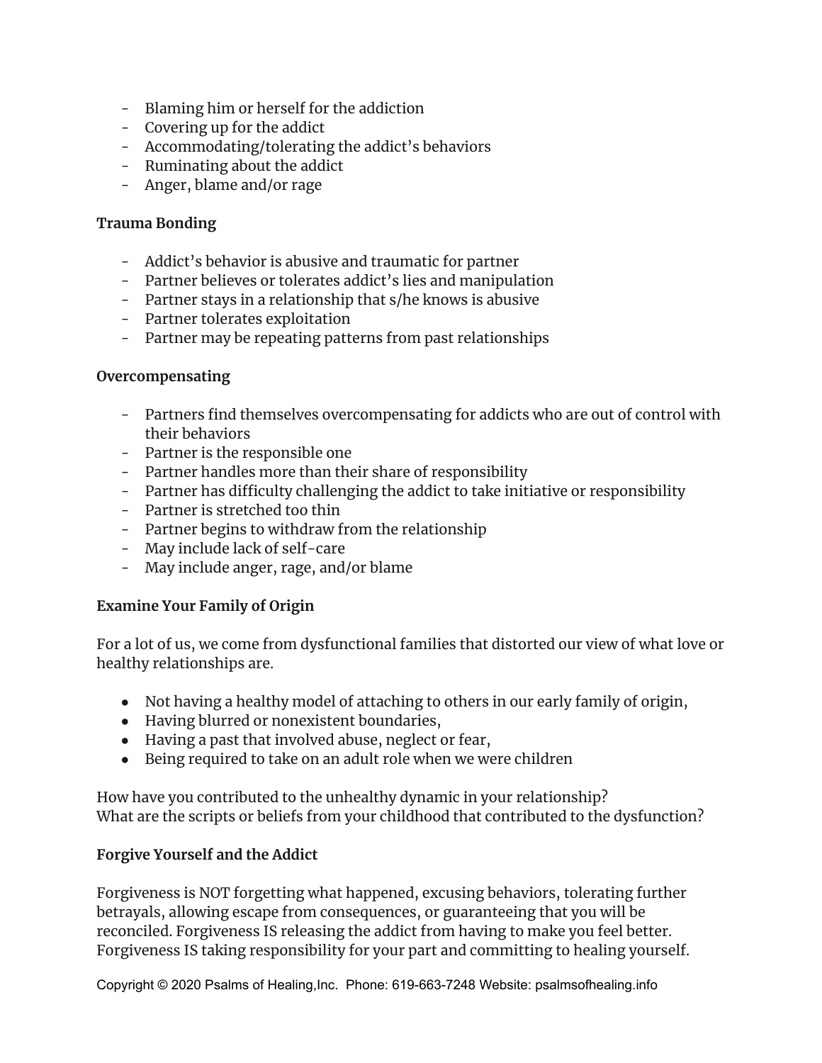- Blaming him or herself for the addiction
- Covering up for the addict
- Accommodating/tolerating the addict's behaviors
- Ruminating about the addict
- Anger, blame and/or rage

**Trauma Bonding**

- Addict's behavior is abusive and traumatic for partner
- Partner believes or tolerates addict's lies and manipulation
- Partner stays in a relationship that s/he knows is abusive
- Partner tolerates exploitation
- Partner may be repeating patterns from past relationships

**Overcompensating**

- Partners find themselves overcompensating for addicts who are out of control with their behaviors
- Partner is the responsible one
- Partner handles more than their share of responsibility
- Partner has difficulty challenging the addict to take initiative or responsibility
- Partner is stretched too thin
- Partner begins to withdraw from the relationship
- May include lack of self-care
- May include anger, rage, and/or blame

**Examine Your Family of Origin**

For a lot of us, we come from dysfunctional families that distorted our view of what love or healthy relationships are.

- Not having a healthy model of attaching to others in our early family of origin,
- Having blurred or nonexistent boundaries,
- Having a past that involved abuse, neglect or fear,
- Being required to take on an adult role when we were children

How have you contributed to the unhealthy dynamic in your relationship?
What are the scripts or beliefs from your childhood that contributed to the dysfunction?

**Forgive Yourself and the Addict**

Forgiveness is NOT forgetting what happened, excusing behaviors, tolerating further betrayals, allowing escape from consequences, or guaranteeing that you will be reconciled. Forgiveness IS releasing the addict from having to make you feel better. Forgiveness IS taking responsibility for your part and committing to healing yourself.

Copyright © 2020 Psalms of Healing,Inc. Phone: 619-663-7248 Website: psalmsofhealing.info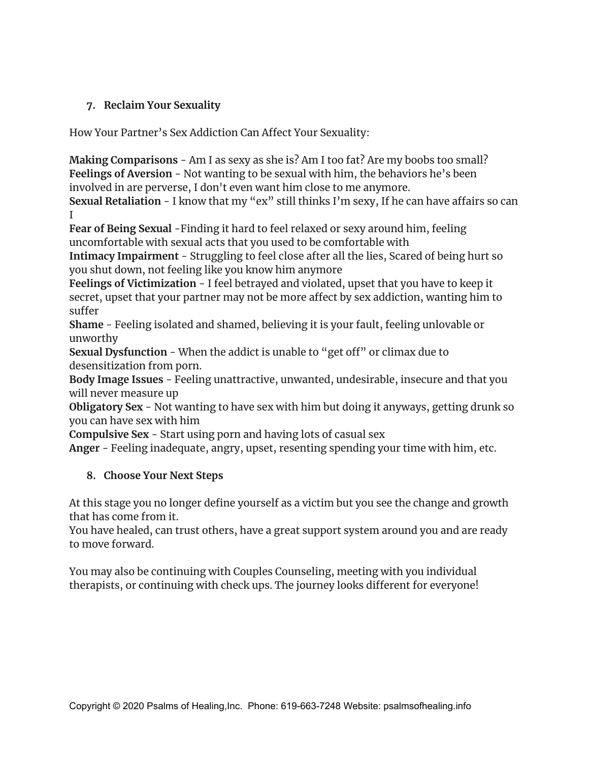7. **Reclaim Your Sexuality**

How Your Partner's Sex Addiction Can Affect Your Sexuality:

**Making Comparisons** - Am I as sexy as she is? Am I too fat? Are my boobs too small?
**Feelings of Aversion** - Not wanting to be sexual with him, the behaviors he's been involved in are perverse, I don't even want him close to me anymore.
**Sexual Retaliation** - I know that my "ex" still thinks I'm sexy, If he can have affairs so can I
**Fear of Being Sexual** -Finding it hard to feel relaxed or sexy around him, feeling uncomfortable with sexual acts that you used to be comfortable with
**Intimacy Impairment** - Struggling to feel close after all the lies, Scared of being hurt so you shut down, not feeling like you know him anymore
**Feelings of Victimization** - I feel betrayed and violated, upset that you have to keep it secret, upset that your partner may not be more affect by sex addiction, wanting him to suffer
**Shame** - Feeling isolated and shamed, believing it is your fault, feeling unlovable or unworthy
**Sexual Dysfunction** - When the addict is unable to "get off" or climax due to desensitization from porn.
**Body Image Issues** - Feeling unattractive, unwanted, undesirable, insecure and that you will never measure up
**Obligatory Sex** - Not wanting to have sex with him but doing it anyways, getting drunk so you can have sex with him
**Compulsive Sex** - Start using porn and having lots of casual sex
**Anger** - Feeling inadequate, angry, upset, resenting spending your time with him, etc.

8. **Choose Your Next Steps**

At this stage you no longer define yourself as a victim but you see the change and growth that has come from it.
You have healed, can trust others, have a great support system around you and are ready to move forward.

You may also be continuing with Couples Counseling, meeting with you individual therapists, or continuing with check ups. The journey looks different for everyone!

Copyright © 2020 Psalms of Healing,Inc. Phone: 619-663-7248 Website: psalmsofhealing.info